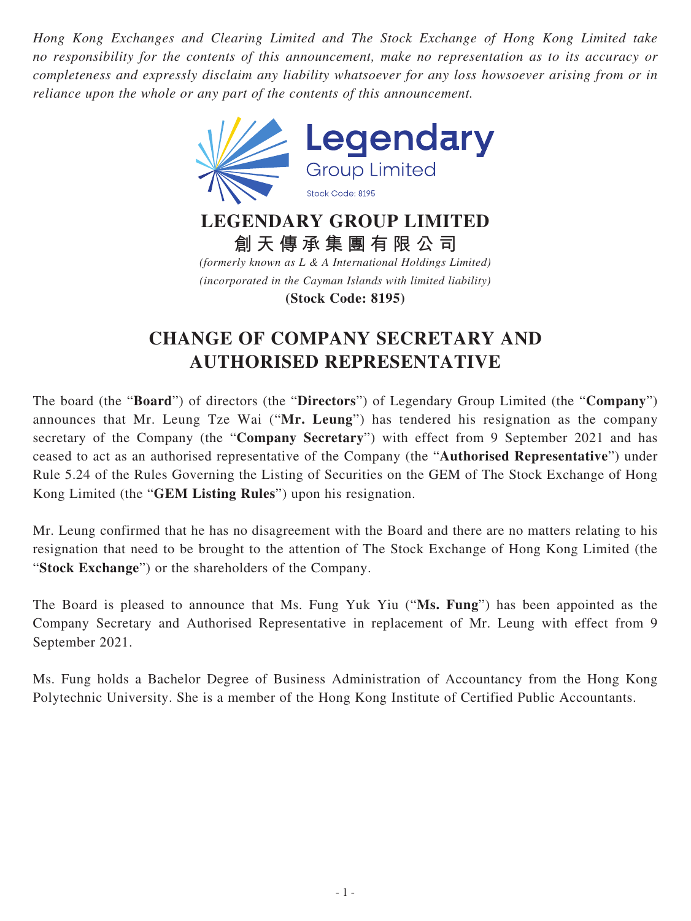*Hong Kong Exchanges and Clearing Limited and The Stock Exchange of Hong Kong Limited take no responsibility for the contents of this announcement, make no representation as to its accuracy or completeness and expressly disclaim any liability whatsoever for any loss howsoever arising from or in reliance upon the whole or any part of the contents of this announcement.*

Legendary Group Limited
Stock Code: 8195

**LEGENDARY GROUP LIMITED**
**創天傳承集團有限公司**
*(formerly known as L & A International Holdings Limited)*
*(incorporated in the Cayman Islands with limited liability)*
**(Stock Code: 8195)**

# CHANGE OF COMPANY SECRETARY AND AUTHORISED REPRESENTATIVE

The board (the "**Board**") of directors (the "**Directors**") of Legendary Group Limited (the "**Company**") announces that Mr. Leung Tze Wai ("**Mr. Leung**") has tendered his resignation as the company secretary of the Company (the "**Company Secretary**") with effect from 9 September 2021 and has ceased to act as an authorised representative of the Company (the "**Authorised Representative**") under Rule 5.24 of the Rules Governing the Listing of Securities on the GEM of The Stock Exchange of Hong Kong Limited (the "**GEM Listing Rules**") upon his resignation.

Mr. Leung confirmed that he has no disagreement with the Board and there are no matters relating to his resignation that need to be brought to the attention of The Stock Exchange of Hong Kong Limited (the "**Stock Exchange**") or the shareholders of the Company.

The Board is pleased to announce that Ms. Fung Yuk Yiu ("**Ms. Fung**") has been appointed as the Company Secretary and Authorised Representative in replacement of Mr. Leung with effect from 9 September 2021.

Ms. Fung holds a Bachelor Degree of Business Administration of Accountancy from the Hong Kong Polytechnic University. She is a member of the Hong Kong Institute of Certified Public Accountants.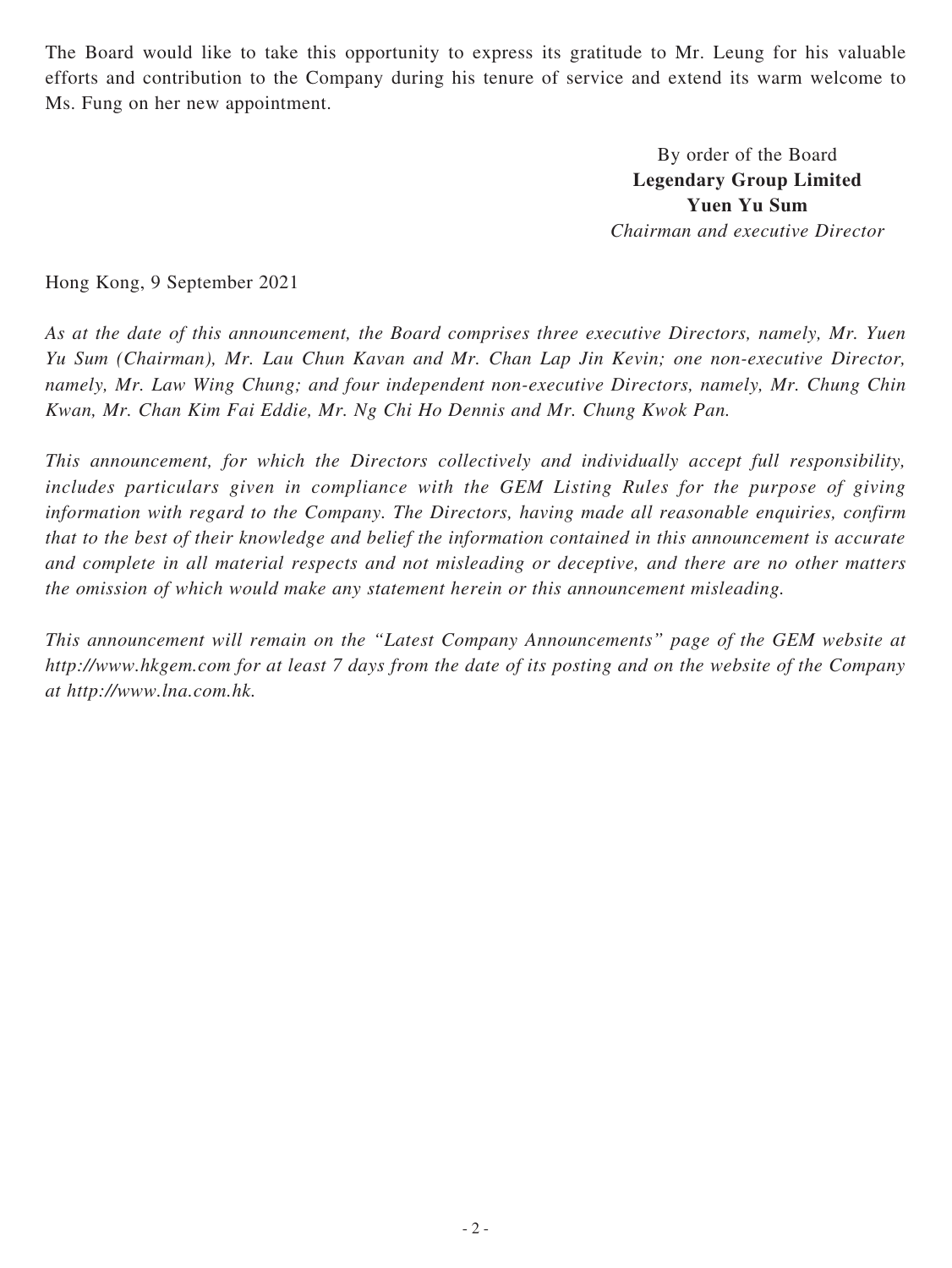The Board would like to take this opportunity to express its gratitude to Mr. Leung for his valuable efforts and contribution to the Company during his tenure of service and extend its warm welcome to Ms. Fung on her new appointment.

By order of the Board
**Legendary Group Limited**
**Yuen Yu Sum**
*Chairman and executive Director*

Hong Kong, 9 September 2021

*As at the date of this announcement, the Board comprises three executive Directors, namely, Mr. Yuen Yu Sum (Chairman), Mr. Lau Chun Kavan and Mr. Chan Lap Jin Kevin; one non-executive Director, namely, Mr. Law Wing Chung; and four independent non-executive Directors, namely, Mr. Chung Chin Kwan, Mr. Chan Kim Fai Eddie, Mr. Ng Chi Ho Dennis and Mr. Chung Kwok Pan.*

*This announcement, for which the Directors collectively and individually accept full responsibility, includes particulars given in compliance with the GEM Listing Rules for the purpose of giving information with regard to the Company. The Directors, having made all reasonable enquiries, confirm that to the best of their knowledge and belief the information contained in this announcement is accurate and complete in all material respects and not misleading or deceptive, and there are no other matters the omission of which would make any statement herein or this announcement misleading.*

*This announcement will remain on the "Latest Company Announcements" page of the GEM website at http://www.hkgem.com for at least 7 days from the date of its posting and on the website of the Company at http://www.lna.com.hk.*